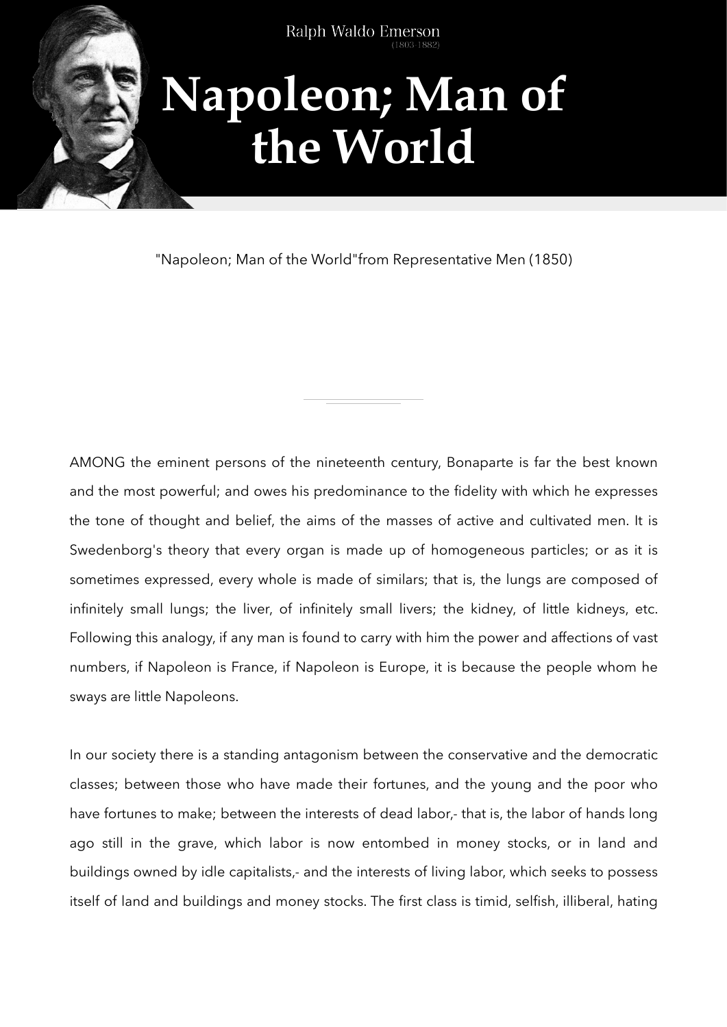Ralph Waldo Emerson
(1803-1882)

# Napoleon; Man of the World

"Napoleon; Man of the World"from Representative Men (1850)

---

AMONG the eminent persons of the nineteenth century, Bonaparte is far the best known and the most powerful; and owes his predominance to the fidelity with which he expresses the tone of thought and belief, the aims of the masses of active and cultivated men. It is Swedenborg's theory that every organ is made up of homogeneous particles; or as it is sometimes expressed, every whole is made of similars; that is, the lungs are composed of infinitely small lungs; the liver, of infinitely small livers; the kidney, of little kidneys, etc. Following this analogy, if any man is found to carry with him the power and affections of vast numbers, if Napoleon is France, if Napoleon is Europe, it is because the people whom he sways are little Napoleons.

In our society there is a standing antagonism between the conservative and the democratic classes; between those who have made their fortunes, and the young and the poor who have fortunes to make; between the interests of dead labor,- that is, the labor of hands long ago still in the grave, which labor is now entombed in money stocks, or in land and buildings owned by idle capitalists,- and the interests of living labor, which seeks to possess itself of land and buildings and money stocks. The first class is timid, selfish, illiberal, hating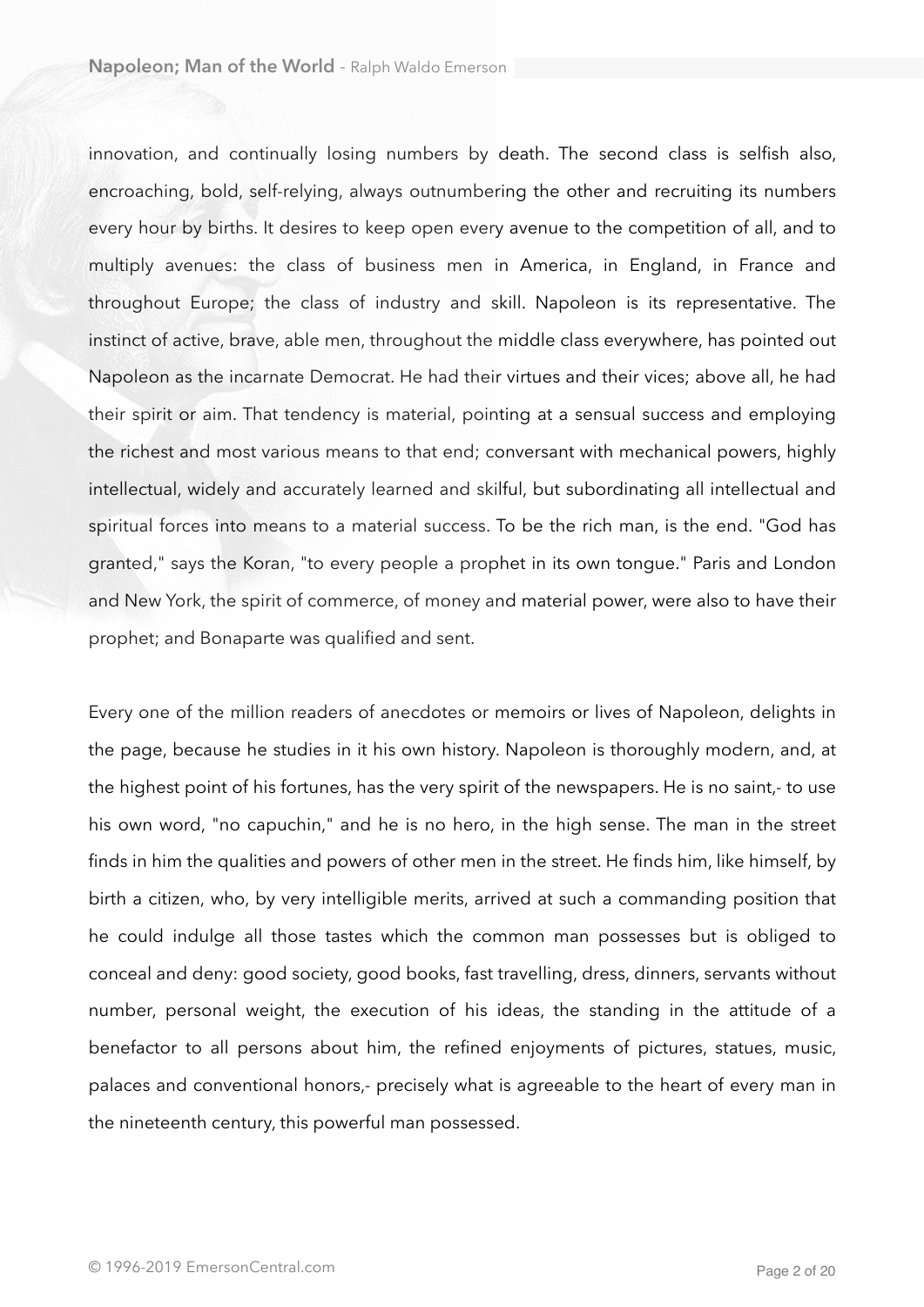innovation, and continually losing numbers by death. The second class is selfish also, encroaching, bold, self-relying, always outnumbering the other and recruiting its numbers every hour by births. It desires to keep open every avenue to the competition of all, and to multiply avenues: the class of business men in America, in England, in France and throughout Europe; the class of industry and skill. Napoleon is its representative. The instinct of active, brave, able men, throughout the middle class everywhere, has pointed out Napoleon as the incarnate Democrat. He had their virtues and their vices; above all, he had their spirit or aim. That tendency is material, pointing at a sensual success and employing the richest and most various means to that end; conversant with mechanical powers, highly intellectual, widely and accurately learned and skilful, but subordinating all intellectual and spiritual forces into means to a material success. To be the rich man, is the end. "God has granted," says the Koran, "to every people a prophet in its own tongue." Paris and London and New York, the spirit of commerce, of money and material power, were also to have their prophet; and Bonaparte was qualified and sent.

Every one of the million readers of anecdotes or memoirs or lives of Napoleon, delights in the page, because he studies in it his own history. Napoleon is thoroughly modern, and, at the highest point of his fortunes, has the very spirit of the newspapers. He is no saint,- to use his own word, "no capuchin," and he is no hero, in the high sense. The man in the street finds in him the qualities and powers of other men in the street. He finds him, like himself, by birth a citizen, who, by very intelligible merits, arrived at such a commanding position that he could indulge all those tastes which the common man possesses but is obliged to conceal and deny: good society, good books, fast travelling, dress, dinners, servants without number, personal weight, the execution of his ideas, the standing in the attitude of a benefactor to all persons about him, the refined enjoyments of pictures, statues, music, palaces and conventional honors,- precisely what is agreeable to the heart of every man in the nineteenth century, this powerful man possessed.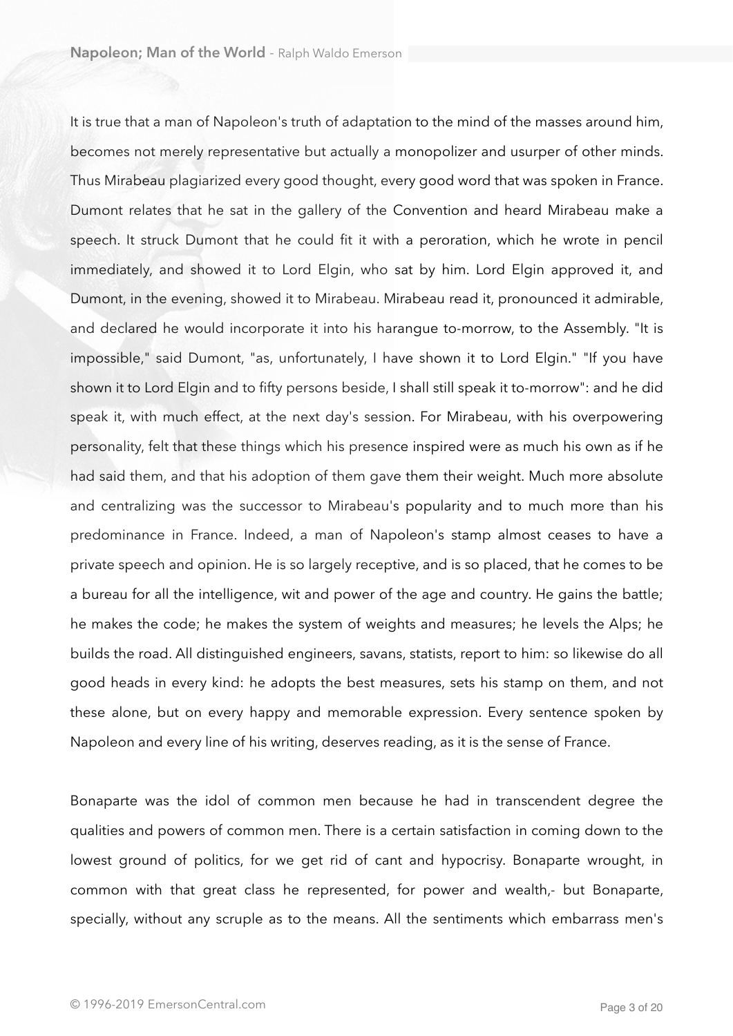It is true that a man of Napoleon's truth of adaptation to the mind of the masses around him, becomes not merely representative but actually a monopolizer and usurper of other minds. Thus Mirabeau plagiarized every good thought, every good word that was spoken in France. Dumont relates that he sat in the gallery of the Convention and heard Mirabeau make a speech. It struck Dumont that he could fit it with a peroration, which he wrote in pencil immediately, and showed it to Lord Elgin, who sat by him. Lord Elgin approved it, and Dumont, in the evening, showed it to Mirabeau. Mirabeau read it, pronounced it admirable, and declared he would incorporate it into his harangue to-morrow, to the Assembly. "It is impossible," said Dumont, "as, unfortunately, I have shown it to Lord Elgin." "If you have shown it to Lord Elgin and to fifty persons beside, I shall still speak it to-morrow": and he did speak it, with much effect, at the next day's session. For Mirabeau, with his overpowering personality, felt that these things which his presence inspired were as much his own as if he had said them, and that his adoption of them gave them their weight. Much more absolute and centralizing was the successor to Mirabeau's popularity and to much more than his predominance in France. Indeed, a man of Napoleon's stamp almost ceases to have a private speech and opinion. He is so largely receptive, and is so placed, that he comes to be a bureau for all the intelligence, wit and power of the age and country. He gains the battle; he makes the code; he makes the system of weights and measures; he levels the Alps; he builds the road. All distinguished engineers, savans, statists, report to him: so likewise do all good heads in every kind: he adopts the best measures, sets his stamp on them, and not these alone, but on every happy and memorable expression. Every sentence spoken by Napoleon and every line of his writing, deserves reading, as it is the sense of France.

Bonaparte was the idol of common men because he had in transcendent degree the qualities and powers of common men. There is a certain satisfaction in coming down to the lowest ground of politics, for we get rid of cant and hypocrisy. Bonaparte wrought, in common with that great class he represented, for power and wealth,- but Bonaparte, specially, without any scruple as to the means. All the sentiments which embarrass men's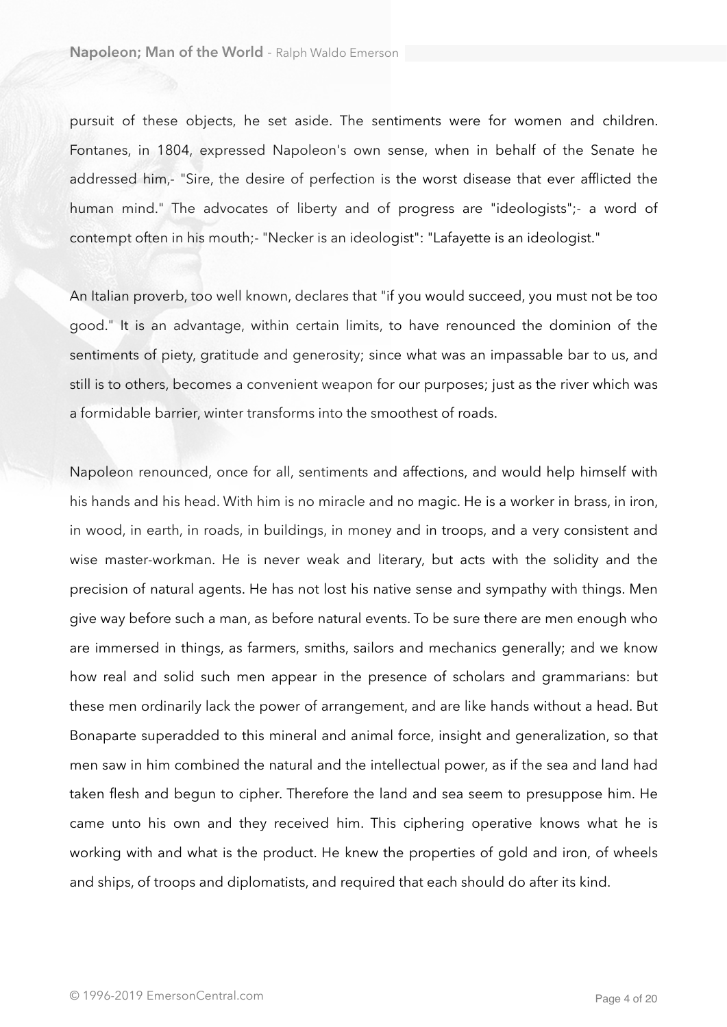pursuit of these objects, he set aside. The sentiments were for women and children. Fontanes, in 1804, expressed Napoleon's own sense, when in behalf of the Senate he addressed him,- "Sire, the desire of perfection is the worst disease that ever afflicted the human mind." The advocates of liberty and of progress are "ideologists";- a word of contempt often in his mouth;- "Necker is an ideologist": "Lafayette is an ideologist."

An Italian proverb, too well known, declares that "if you would succeed, you must not be too good." It is an advantage, within certain limits, to have renounced the dominion of the sentiments of piety, gratitude and generosity; since what was an impassable bar to us, and still is to others, becomes a convenient weapon for our purposes; just as the river which was a formidable barrier, winter transforms into the smoothest of roads.

Napoleon renounced, once for all, sentiments and affections, and would help himself with his hands and his head. With him is no miracle and no magic. He is a worker in brass, in iron, in wood, in earth, in roads, in buildings, in money and in troops, and a very consistent and wise master-workman. He is never weak and literary, but acts with the solidity and the precision of natural agents. He has not lost his native sense and sympathy with things. Men give way before such a man, as before natural events. To be sure there are men enough who are immersed in things, as farmers, smiths, sailors and mechanics generally; and we know how real and solid such men appear in the presence of scholars and grammarians: but these men ordinarily lack the power of arrangement, and are like hands without a head. But Bonaparte superadded to this mineral and animal force, insight and generalization, so that men saw in him combined the natural and the intellectual power, as if the sea and land had taken flesh and begun to cipher. Therefore the land and sea seem to presuppose him. He came unto his own and they received him. This ciphering operative knows what he is working with and what is the product. He knew the properties of gold and iron, of wheels and ships, of troops and diplomatists, and required that each should do after its kind.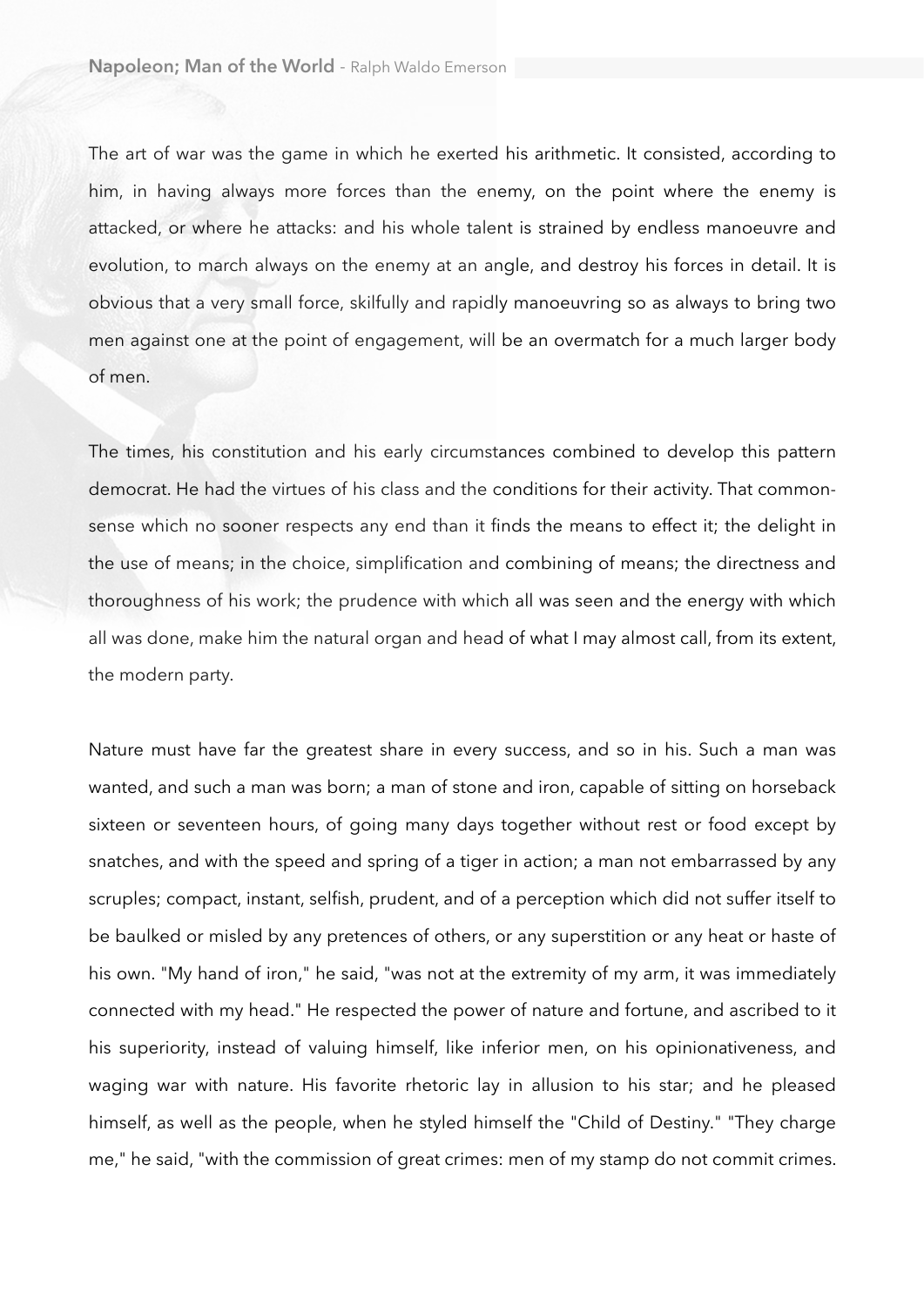The art of war was the game in which he exerted his arithmetic. It consisted, according to him, in having always more forces than the enemy, on the point where the enemy is attacked, or where he attacks: and his whole talent is strained by endless manoeuvre and evolution, to march always on the enemy at an angle, and destroy his forces in detail. It is obvious that a very small force, skilfully and rapidly manoeuvring so as always to bring two men against one at the point of engagement, will be an overmatch for a much larger body of men.

The times, his constitution and his early circumstances combined to develop this pattern democrat. He had the virtues of his class and the conditions for their activity. That common-sense which no sooner respects any end than it finds the means to effect it; the delight in the use of means; in the choice, simplification and combining of means; the directness and thoroughness of his work; the prudence with which all was seen and the energy with which all was done, make him the natural organ and head of what I may almost call, from its extent, the modern party.

Nature must have far the greatest share in every success, and so in his. Such a man was wanted, and such a man was born; a man of stone and iron, capable of sitting on horseback sixteen or seventeen hours, of going many days together without rest or food except by snatches, and with the speed and spring of a tiger in action; a man not embarrassed by any scruples; compact, instant, selfish, prudent, and of a perception which did not suffer itself to be baulked or misled by any pretences of others, or any superstition or any heat or haste of his own. "My hand of iron," he said, "was not at the extremity of my arm, it was immediately connected with my head." He respected the power of nature and fortune, and ascribed to it his superiority, instead of valuing himself, like inferior men, on his opinionativeness, and waging war with nature. His favorite rhetoric lay in allusion to his star; and he pleased himself, as well as the people, when he styled himself the "Child of Destiny." "They charge me," he said, "with the commission of great crimes: men of my stamp do not commit crimes.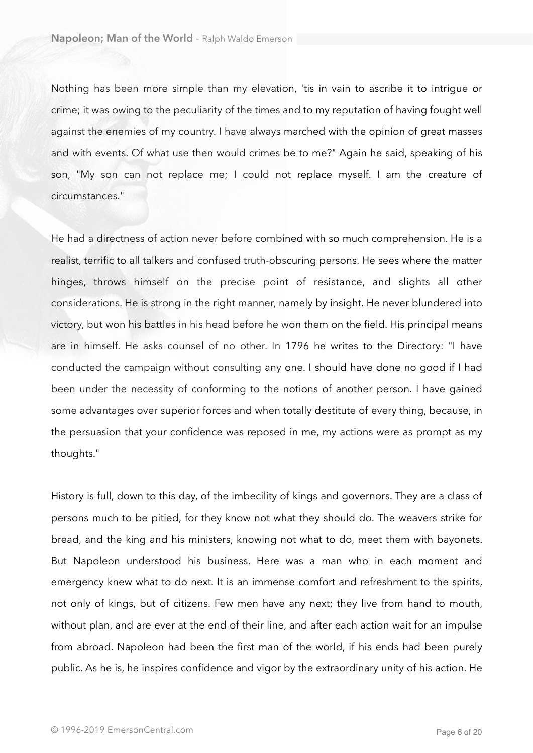Nothing has been more simple than my elevation, 'tis in vain to ascribe it to intrigue or crime; it was owing to the peculiarity of the times and to my reputation of having fought well against the enemies of my country. I have always marched with the opinion of great masses and with events. Of what use then would crimes be to me?" Again he said, speaking of his son, "My son can not replace me; I could not replace myself. I am the creature of circumstances."

He had a directness of action never before combined with so much comprehension. He is a realist, terrific to all talkers and confused truth-obscuring persons. He sees where the matter hinges, throws himself on the precise point of resistance, and slights all other considerations. He is strong in the right manner, namely by insight. He never blundered into victory, but won his battles in his head before he won them on the field. His principal means are in himself. He asks counsel of no other. In 1796 he writes to the Directory: "I have conducted the campaign without consulting any one. I should have done no good if I had been under the necessity of conforming to the notions of another person. I have gained some advantages over superior forces and when totally destitute of every thing, because, in the persuasion that your confidence was reposed in me, my actions were as prompt as my thoughts."

History is full, down to this day, of the imbecility of kings and governors. They are a class of persons much to be pitied, for they know not what they should do. The weavers strike for bread, and the king and his ministers, knowing not what to do, meet them with bayonets. But Napoleon understood his business. Here was a man who in each moment and emergency knew what to do next. It is an immense comfort and refreshment to the spirits, not only of kings, but of citizens. Few men have any next; they live from hand to mouth, without plan, and are ever at the end of their line, and after each action wait for an impulse from abroad. Napoleon had been the first man of the world, if his ends had been purely public. As he is, he inspires confidence and vigor by the extraordinary unity of his action. He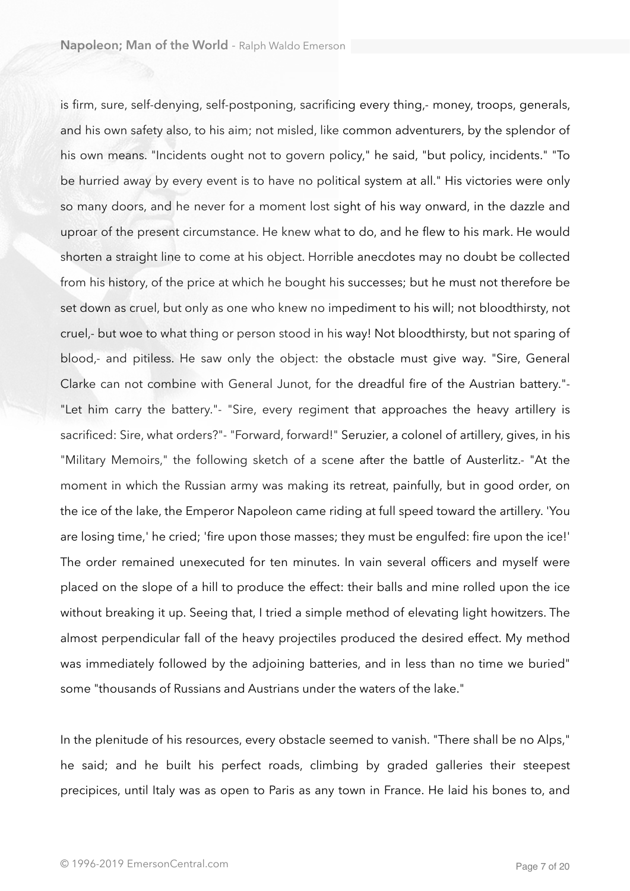is firm, sure, self-denying, self-postponing, sacrificing every thing,- money, troops, generals, and his own safety also, to his aim; not misled, like common adventurers, by the splendor of his own means. "Incidents ought not to govern policy," he said, "but policy, incidents." "To be hurried away by every event is to have no political system at all." His victories were only so many doors, and he never for a moment lost sight of his way onward, in the dazzle and uproar of the present circumstance. He knew what to do, and he flew to his mark. He would shorten a straight line to come at his object. Horrible anecdotes may no doubt be collected from his history, of the price at which he bought his successes; but he must not therefore be set down as cruel, but only as one who knew no impediment to his will; not bloodthirsty, not cruel,- but woe to what thing or person stood in his way! Not bloodthirsty, but not sparing of blood,- and pitiless. He saw only the object: the obstacle must give way. "Sire, General Clarke can not combine with General Junot, for the dreadful fire of the Austrian battery."- "Let him carry the battery."- "Sire, every regiment that approaches the heavy artillery is sacrificed: Sire, what orders?"- "Forward, forward!" Seruzier, a colonel of artillery, gives, in his "Military Memoirs," the following sketch of a scene after the battle of Austerlitz.- "At the moment in which the Russian army was making its retreat, painfully, but in good order, on the ice of the lake, the Emperor Napoleon came riding at full speed toward the artillery. 'You are losing time,' he cried; 'fire upon those masses; they must be engulfed: fire upon the ice!' The order remained unexecuted for ten minutes. In vain several officers and myself were placed on the slope of a hill to produce the effect: their balls and mine rolled upon the ice without breaking it up. Seeing that, I tried a simple method of elevating light howitzers. The almost perpendicular fall of the heavy projectiles produced the desired effect. My method was immediately followed by the adjoining batteries, and in less than no time we buried" some "thousands of Russians and Austrians under the waters of the lake."

In the plenitude of his resources, every obstacle seemed to vanish. "There shall be no Alps," he said; and he built his perfect roads, climbing by graded galleries their steepest precipices, until Italy was as open to Paris as any town in France. He laid his bones to, and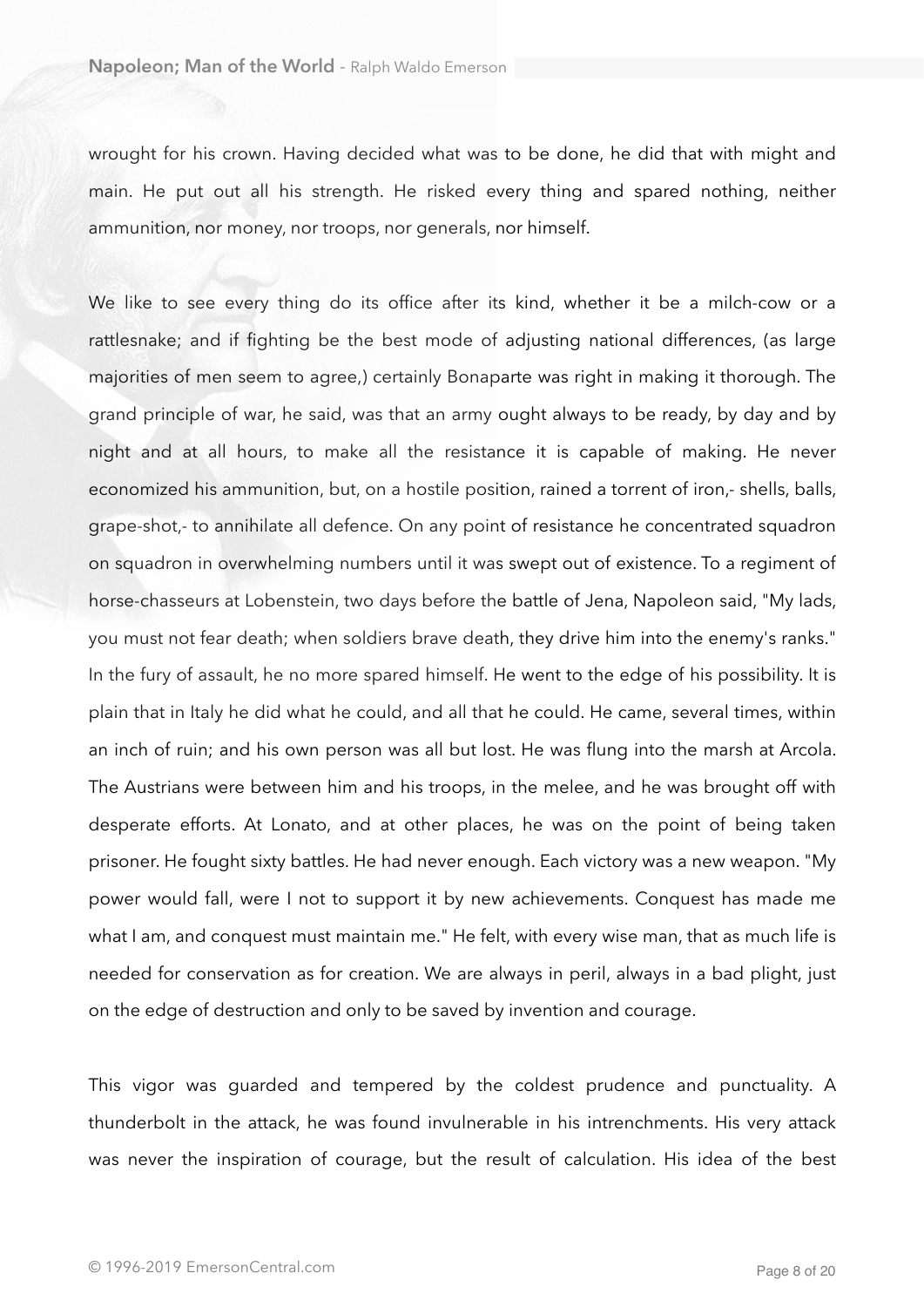wrought for his crown. Having decided what was to be done, he did that with might and main. He put out all his strength. He risked every thing and spared nothing, neither ammunition, nor money, nor troops, nor generals, nor himself.

We like to see every thing do its office after its kind, whether it be a milch-cow or a rattlesnake; and if fighting be the best mode of adjusting national differences, (as large majorities of men seem to agree,) certainly Bonaparte was right in making it thorough. The grand principle of war, he said, was that an army ought always to be ready, by day and by night and at all hours, to make all the resistance it is capable of making. He never economized his ammunition, but, on a hostile position, rained a torrent of iron,- shells, balls, grape-shot,- to annihilate all defence. On any point of resistance he concentrated squadron on squadron in overwhelming numbers until it was swept out of existence. To a regiment of horse-chasseurs at Lobenstein, two days before the battle of Jena, Napoleon said, "My lads, you must not fear death; when soldiers brave death, they drive him into the enemy's ranks." In the fury of assault, he no more spared himself. He went to the edge of his possibility. It is plain that in Italy he did what he could, and all that he could. He came, several times, within an inch of ruin; and his own person was all but lost. He was flung into the marsh at Arcola. The Austrians were between him and his troops, in the melee, and he was brought off with desperate efforts. At Lonato, and at other places, he was on the point of being taken prisoner. He fought sixty battles. He had never enough. Each victory was a new weapon. "My power would fall, were I not to support it by new achievements. Conquest has made me what I am, and conquest must maintain me." He felt, with every wise man, that as much life is needed for conservation as for creation. We are always in peril, always in a bad plight, just on the edge of destruction and only to be saved by invention and courage.

This vigor was guarded and tempered by the coldest prudence and punctuality. A thunderbolt in the attack, he was found invulnerable in his intrenchments. His very attack was never the inspiration of courage, but the result of calculation. His idea of the best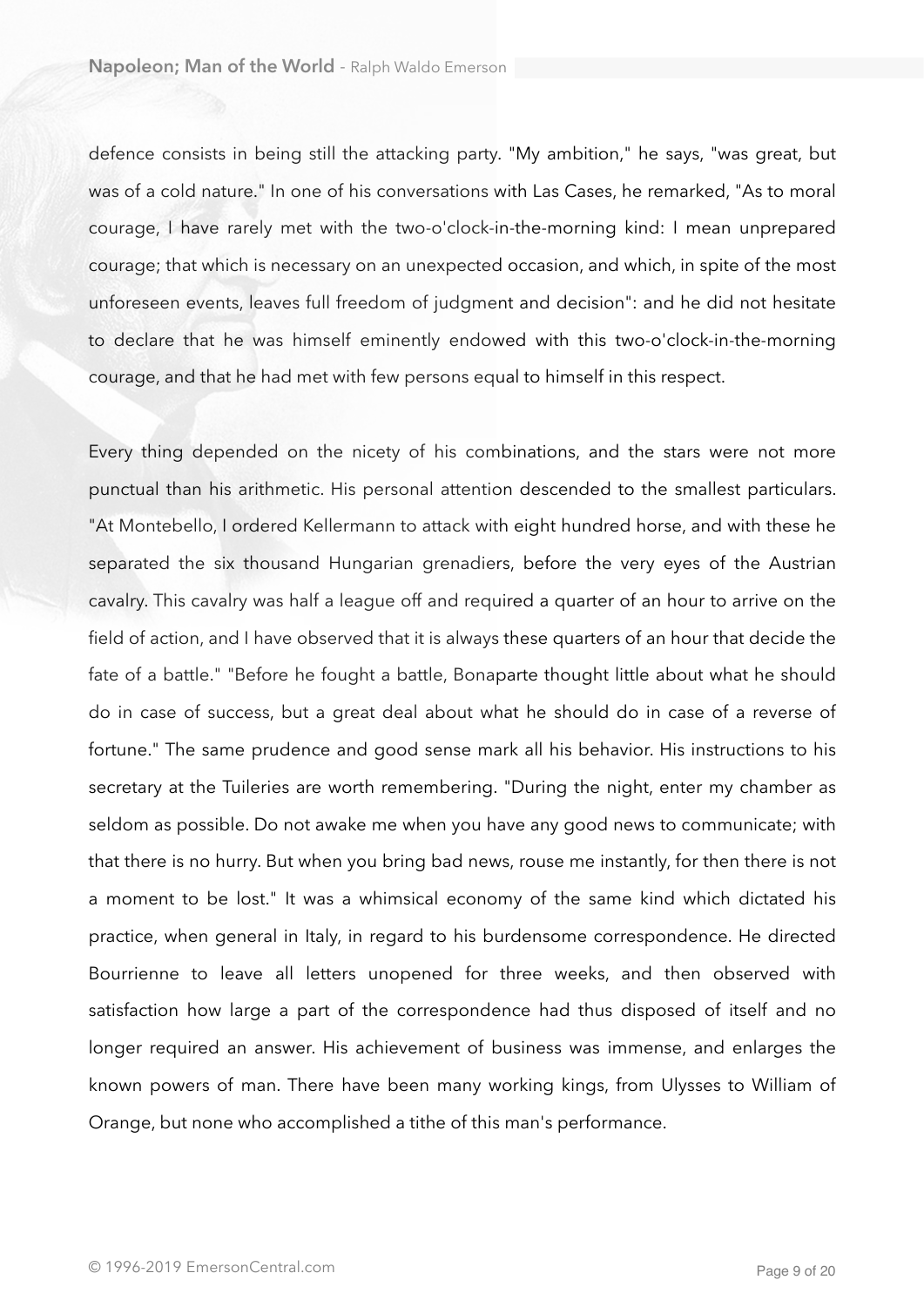defence consists in being still the attacking party. "My ambition," he says, "was great, but was of a cold nature." In one of his conversations with Las Cases, he remarked, "As to moral courage, I have rarely met with the two-o'clock-in-the-morning kind: I mean unprepared courage; that which is necessary on an unexpected occasion, and which, in spite of the most unforeseen events, leaves full freedom of judgment and decision": and he did not hesitate to declare that he was himself eminently endowed with this two-o'clock-in-the-morning courage, and that he had met with few persons equal to himself in this respect.

Every thing depended on the nicety of his combinations, and the stars were not more punctual than his arithmetic. His personal attention descended to the smallest particulars. "At Montebello, I ordered Kellermann to attack with eight hundred horse, and with these he separated the six thousand Hungarian grenadiers, before the very eyes of the Austrian cavalry. This cavalry was half a league off and required a quarter of an hour to arrive on the field of action, and I have observed that it is always these quarters of an hour that decide the fate of a battle." "Before he fought a battle, Bonaparte thought little about what he should do in case of success, but a great deal about what he should do in case of a reverse of fortune." The same prudence and good sense mark all his behavior. His instructions to his secretary at the Tuileries are worth remembering. "During the night, enter my chamber as seldom as possible. Do not awake me when you have any good news to communicate; with that there is no hurry. But when you bring bad news, rouse me instantly, for then there is not a moment to be lost." It was a whimsical economy of the same kind which dictated his practice, when general in Italy, in regard to his burdensome correspondence. He directed Bourrienne to leave all letters unopened for three weeks, and then observed with satisfaction how large a part of the correspondence had thus disposed of itself and no longer required an answer. His achievement of business was immense, and enlarges the known powers of man. There have been many working kings, from Ulysses to William of Orange, but none who accomplished a tithe of this man's performance.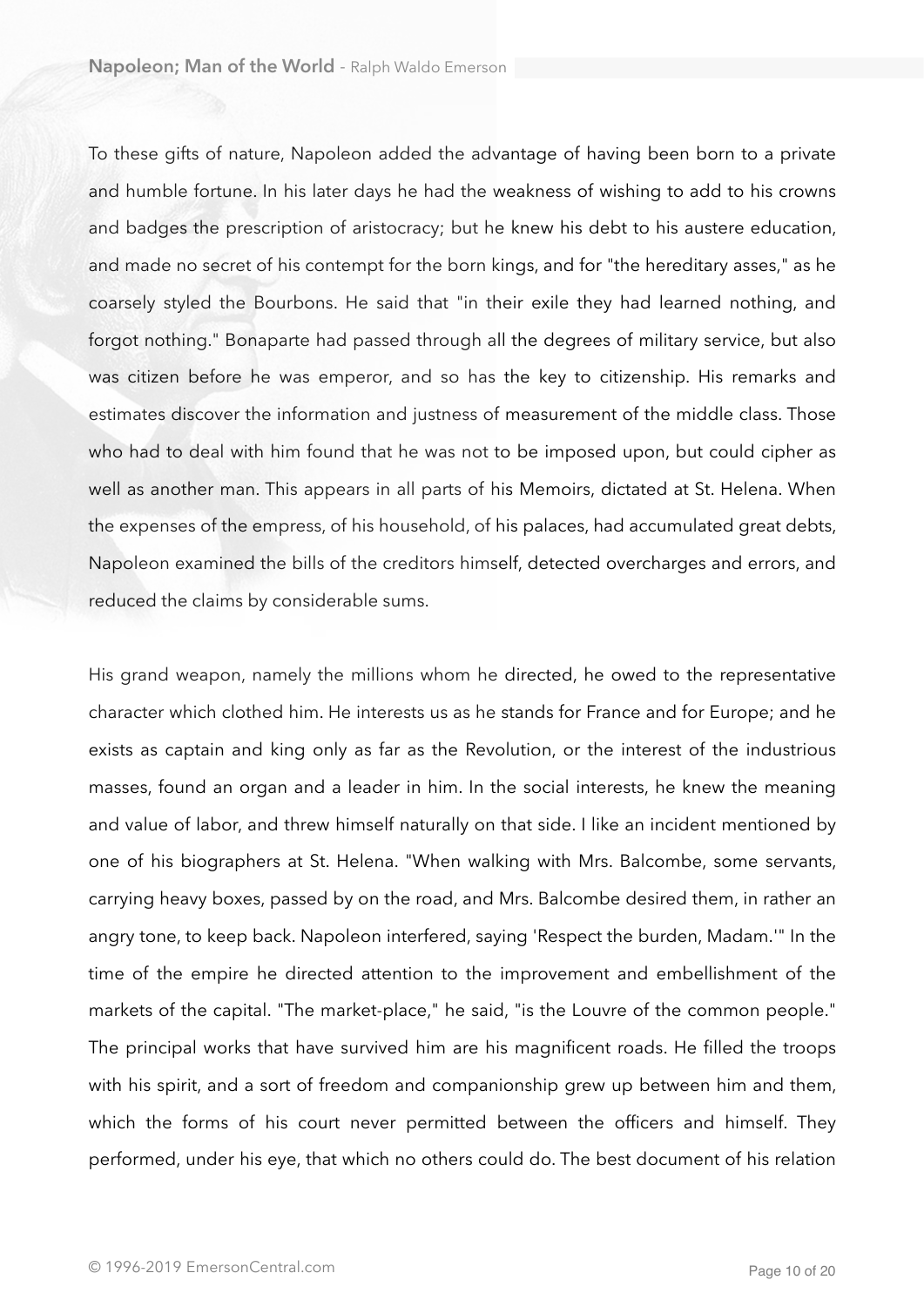To these gifts of nature, Napoleon added the advantage of having been born to a private and humble fortune. In his later days he had the weakness of wishing to add to his crowns and badges the prescription of aristocracy; but he knew his debt to his austere education, and made no secret of his contempt for the born kings, and for "the hereditary asses," as he coarsely styled the Bourbons. He said that "in their exile they had learned nothing, and forgot nothing." Bonaparte had passed through all the degrees of military service, but also was citizen before he was emperor, and so has the key to citizenship. His remarks and estimates discover the information and justness of measurement of the middle class. Those who had to deal with him found that he was not to be imposed upon, but could cipher as well as another man. This appears in all parts of his Memoirs, dictated at St. Helena. When the expenses of the empress, of his household, of his palaces, had accumulated great debts, Napoleon examined the bills of the creditors himself, detected overcharges and errors, and reduced the claims by considerable sums.

His grand weapon, namely the millions whom he directed, he owed to the representative character which clothed him. He interests us as he stands for France and for Europe; and he exists as captain and king only as far as the Revolution, or the interest of the industrious masses, found an organ and a leader in him. In the social interests, he knew the meaning and value of labor, and threw himself naturally on that side. I like an incident mentioned by one of his biographers at St. Helena. "When walking with Mrs. Balcombe, some servants, carrying heavy boxes, passed by on the road, and Mrs. Balcombe desired them, in rather an angry tone, to keep back. Napoleon interfered, saying 'Respect the burden, Madam.'" In the time of the empire he directed attention to the improvement and embellishment of the markets of the capital. "The market-place," he said, "is the Louvre of the common people." The principal works that have survived him are his magnificent roads. He filled the troops with his spirit, and a sort of freedom and companionship grew up between him and them, which the forms of his court never permitted between the officers and himself. They performed, under his eye, that which no others could do. The best document of his relation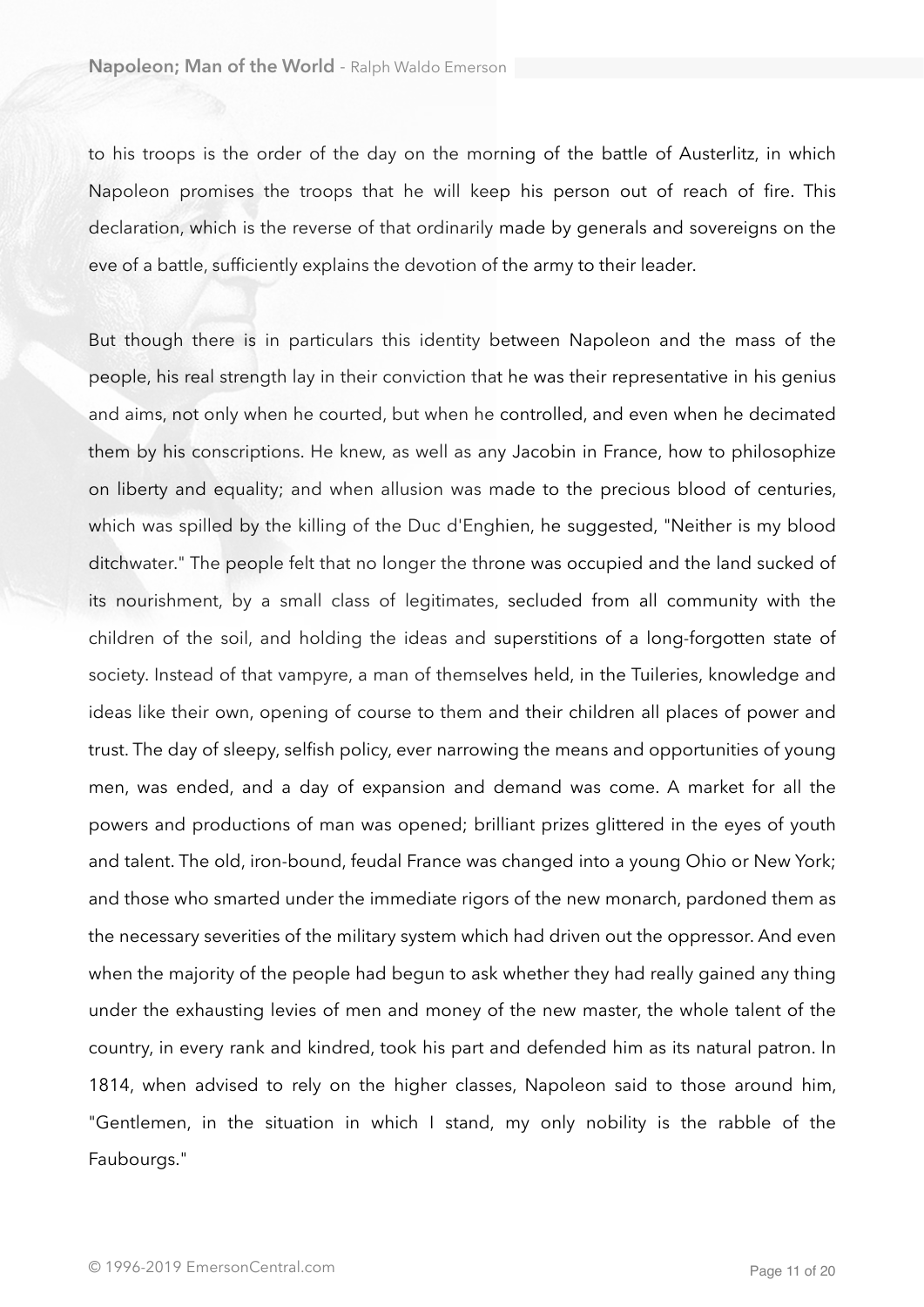to his troops is the order of the day on the morning of the battle of Austerlitz, in which Napoleon promises the troops that he will keep his person out of reach of fire. This declaration, which is the reverse of that ordinarily made by generals and sovereigns on the eve of a battle, sufficiently explains the devotion of the army to their leader.

But though there is in particulars this identity between Napoleon and the mass of the people, his real strength lay in their conviction that he was their representative in his genius and aims, not only when he courted, but when he controlled, and even when he decimated them by his conscriptions. He knew, as well as any Jacobin in France, how to philosophize on liberty and equality; and when allusion was made to the precious blood of centuries, which was spilled by the killing of the Duc d'Enghien, he suggested, "Neither is my blood ditchwater." The people felt that no longer the throne was occupied and the land sucked of its nourishment, by a small class of legitimates, secluded from all community with the children of the soil, and holding the ideas and superstitions of a long-forgotten state of society. Instead of that vampyre, a man of themselves held, in the Tuileries, knowledge and ideas like their own, opening of course to them and their children all places of power and trust. The day of sleepy, selfish policy, ever narrowing the means and opportunities of young men, was ended, and a day of expansion and demand was come. A market for all the powers and productions of man was opened; brilliant prizes glittered in the eyes of youth and talent. The old, iron-bound, feudal France was changed into a young Ohio or New York; and those who smarted under the immediate rigors of the new monarch, pardoned them as the necessary severities of the military system which had driven out the oppressor. And even when the majority of the people had begun to ask whether they had really gained any thing under the exhausting levies of men and money of the new master, the whole talent of the country, in every rank and kindred, took his part and defended him as its natural patron. In 1814, when advised to rely on the higher classes, Napoleon said to those around him, "Gentlemen, in the situation in which I stand, my only nobility is the rabble of the Faubourgs."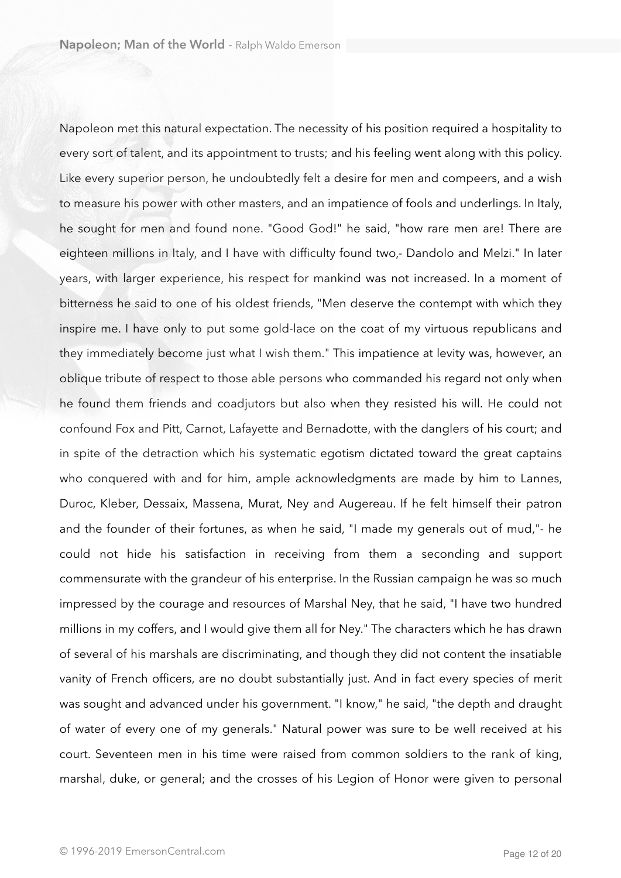Napoleon met this natural expectation. The necessity of his position required a hospitality to every sort of talent, and its appointment to trusts; and his feeling went along with this policy. Like every superior person, he undoubtedly felt a desire for men and compeers, and a wish to measure his power with other masters, and an impatience of fools and underlings. In Italy, he sought for men and found none. "Good God!" he said, "how rare men are! There are eighteen millions in Italy, and I have with difficulty found two,- Dandolo and Melzi." In later years, with larger experience, his respect for mankind was not increased. In a moment of bitterness he said to one of his oldest friends, "Men deserve the contempt with which they inspire me. I have only to put some gold-lace on the coat of my virtuous republicans and they immediately become just what I wish them." This impatience at levity was, however, an oblique tribute of respect to those able persons who commanded his regard not only when he found them friends and coadjutors but also when they resisted his will. He could not confound Fox and Pitt, Carnot, Lafayette and Bernadotte, with the danglers of his court; and in spite of the detraction which his systematic egotism dictated toward the great captains who conquered with and for him, ample acknowledgments are made by him to Lannes, Duroc, Kleber, Dessaix, Massena, Murat, Ney and Augereau. If he felt himself their patron and the founder of their fortunes, as when he said, "I made my generals out of mud,"- he could not hide his satisfaction in receiving from them a seconding and support commensurate with the grandeur of his enterprise. In the Russian campaign he was so much impressed by the courage and resources of Marshal Ney, that he said, "I have two hundred millions in my coffers, and I would give them all for Ney." The characters which he has drawn of several of his marshals are discriminating, and though they did not content the insatiable vanity of French officers, are no doubt substantially just. And in fact every species of merit was sought and advanced under his government. "I know," he said, "the depth and draught of water of every one of my generals." Natural power was sure to be well received at his court. Seventeen men in his time were raised from common soldiers to the rank of king, marshal, duke, or general; and the crosses of his Legion of Honor were given to personal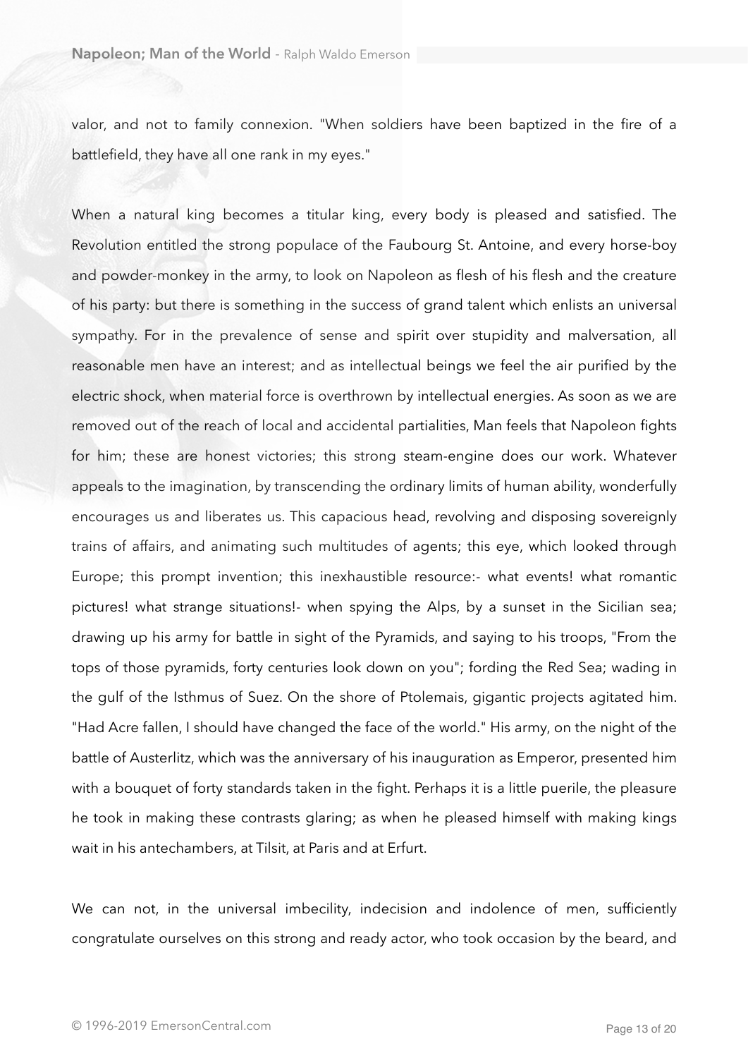valor, and not to family connexion. "When soldiers have been baptized in the fire of a battlefield, they have all one rank in my eyes."

When a natural king becomes a titular king, every body is pleased and satisfied. The Revolution entitled the strong populace of the Faubourg St. Antoine, and every horse-boy and powder-monkey in the army, to look on Napoleon as flesh of his flesh and the creature of his party: but there is something in the success of grand talent which enlists an universal sympathy. For in the prevalence of sense and spirit over stupidity and malversation, all reasonable men have an interest; and as intellectual beings we feel the air purified by the electric shock, when material force is overthrown by intellectual energies. As soon as we are removed out of the reach of local and accidental partialities, Man feels that Napoleon fights for him; these are honest victories; this strong steam-engine does our work. Whatever appeals to the imagination, by transcending the ordinary limits of human ability, wonderfully encourages us and liberates us. This capacious head, revolving and disposing sovereignly trains of affairs, and animating such multitudes of agents; this eye, which looked through Europe; this prompt invention; this inexhaustible resource:- what events! what romantic pictures! what strange situations!- when spying the Alps, by a sunset in the Sicilian sea; drawing up his army for battle in sight of the Pyramids, and saying to his troops, "From the tops of those pyramids, forty centuries look down on you"; fording the Red Sea; wading in the gulf of the Isthmus of Suez. On the shore of Ptolemais, gigantic projects agitated him. "Had Acre fallen, I should have changed the face of the world." His army, on the night of the battle of Austerlitz, which was the anniversary of his inauguration as Emperor, presented him with a bouquet of forty standards taken in the fight. Perhaps it is a little puerile, the pleasure he took in making these contrasts glaring; as when he pleased himself with making kings wait in his antechambers, at Tilsit, at Paris and at Erfurt.

We can not, in the universal imbecility, indecision and indolence of men, sufficiently congratulate ourselves on this strong and ready actor, who took occasion by the beard, and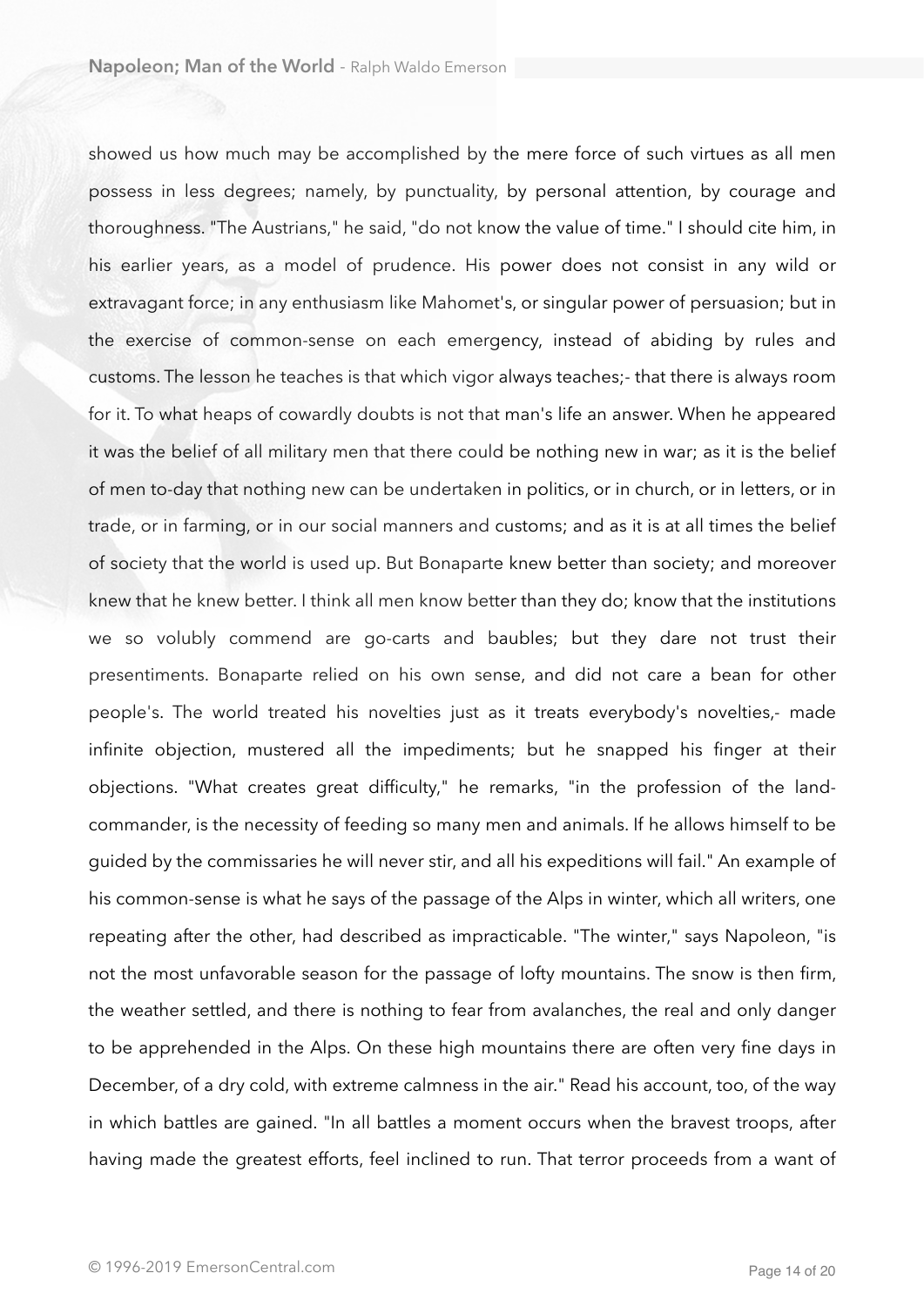showed us how much may be accomplished by the mere force of such virtues as all men possess in less degrees; namely, by punctuality, by personal attention, by courage and thoroughness. "The Austrians," he said, "do not know the value of time." I should cite him, in his earlier years, as a model of prudence. His power does not consist in any wild or extravagant force; in any enthusiasm like Mahomet's, or singular power of persuasion; but in the exercise of common-sense on each emergency, instead of abiding by rules and customs. The lesson he teaches is that which vigor always teaches;- that there is always room for it. To what heaps of cowardly doubts is not that man's life an answer. When he appeared it was the belief of all military men that there could be nothing new in war; as it is the belief of men to-day that nothing new can be undertaken in politics, or in church, or in letters, or in trade, or in farming, or in our social manners and customs; and as it is at all times the belief of society that the world is used up. But Bonaparte knew better than society; and moreover knew that he knew better. I think all men know better than they do; know that the institutions we so volubly commend are go-carts and baubles; but they dare not trust their presentiments. Bonaparte relied on his own sense, and did not care a bean for other people's. The world treated his novelties just as it treats everybody's novelties,- made infinite objection, mustered all the impediments; but he snapped his finger at their objections. "What creates great difficulty," he remarks, "in the profession of the land-commander, is the necessity of feeding so many men and animals. If he allows himself to be guided by the commissaries he will never stir, and all his expeditions will fail." An example of his common-sense is what he says of the passage of the Alps in winter, which all writers, one repeating after the other, had described as impracticable. "The winter," says Napoleon, "is not the most unfavorable season for the passage of lofty mountains. The snow is then firm, the weather settled, and there is nothing to fear from avalanches, the real and only danger to be apprehended in the Alps. On these high mountains there are often very fine days in December, of a dry cold, with extreme calmness in the air." Read his account, too, of the way in which battles are gained. "In all battles a moment occurs when the bravest troops, after having made the greatest efforts, feel inclined to run. That terror proceeds from a want of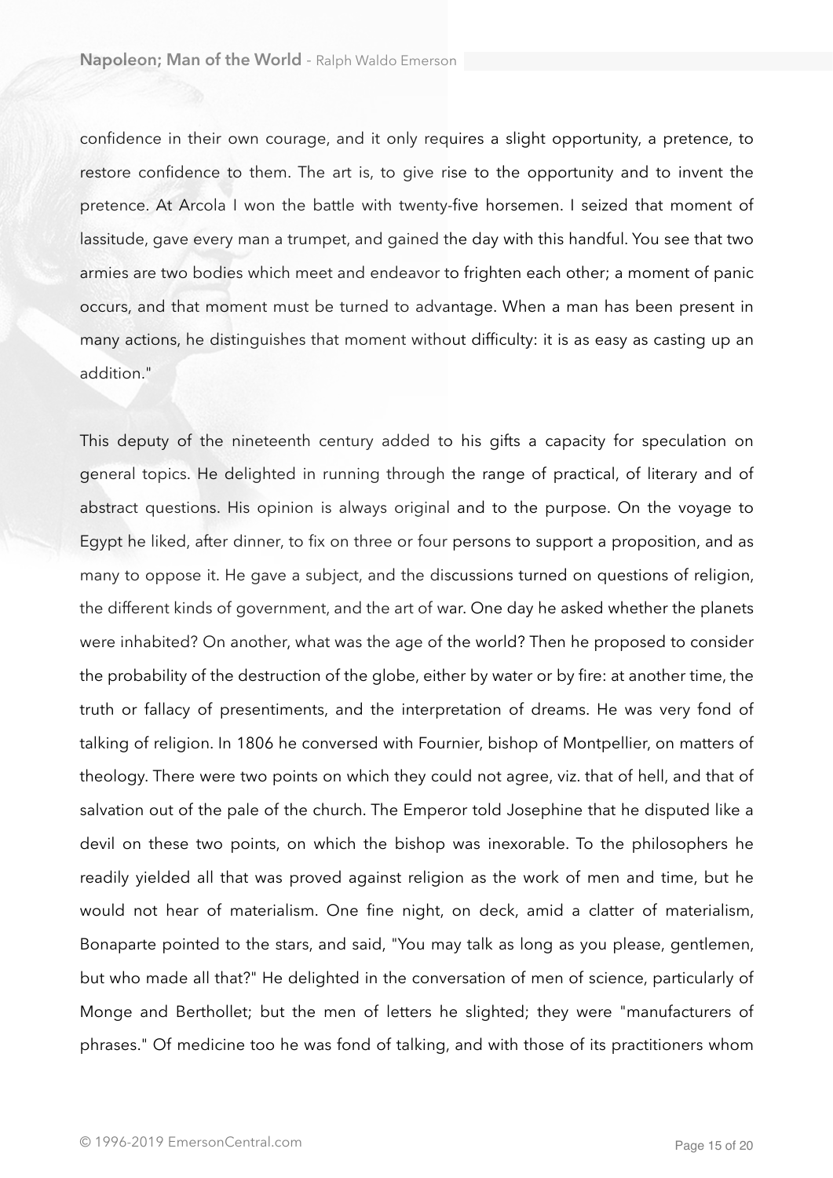confidence in their own courage, and it only requires a slight opportunity, a pretence, to restore confidence to them. The art is, to give rise to the opportunity and to invent the pretence. At Arcola I won the battle with twenty-five horsemen. I seized that moment of lassitude, gave every man a trumpet, and gained the day with this handful. You see that two armies are two bodies which meet and endeavor to frighten each other; a moment of panic occurs, and that moment must be turned to advantage. When a man has been present in many actions, he distinguishes that moment without difficulty: it is as easy as casting up an addition."

This deputy of the nineteenth century added to his gifts a capacity for speculation on general topics. He delighted in running through the range of practical, of literary and of abstract questions. His opinion is always original and to the purpose. On the voyage to Egypt he liked, after dinner, to fix on three or four persons to support a proposition, and as many to oppose it. He gave a subject, and the discussions turned on questions of religion, the different kinds of government, and the art of war. One day he asked whether the planets were inhabited? On another, what was the age of the world? Then he proposed to consider the probability of the destruction of the globe, either by water or by fire: at another time, the truth or fallacy of presentiments, and the interpretation of dreams. He was very fond of talking of religion. In 1806 he conversed with Fournier, bishop of Montpellier, on matters of theology. There were two points on which they could not agree, viz. that of hell, and that of salvation out of the pale of the church. The Emperor told Josephine that he disputed like a devil on these two points, on which the bishop was inexorable. To the philosophers he readily yielded all that was proved against religion as the work of men and time, but he would not hear of materialism. One fine night, on deck, amid a clatter of materialism, Bonaparte pointed to the stars, and said, "You may talk as long as you please, gentlemen, but who made all that?" He delighted in the conversation of men of science, particularly of Monge and Berthollet; but the men of letters he slighted; they were "manufacturers of phrases." Of medicine too he was fond of talking, and with those of its practitioners whom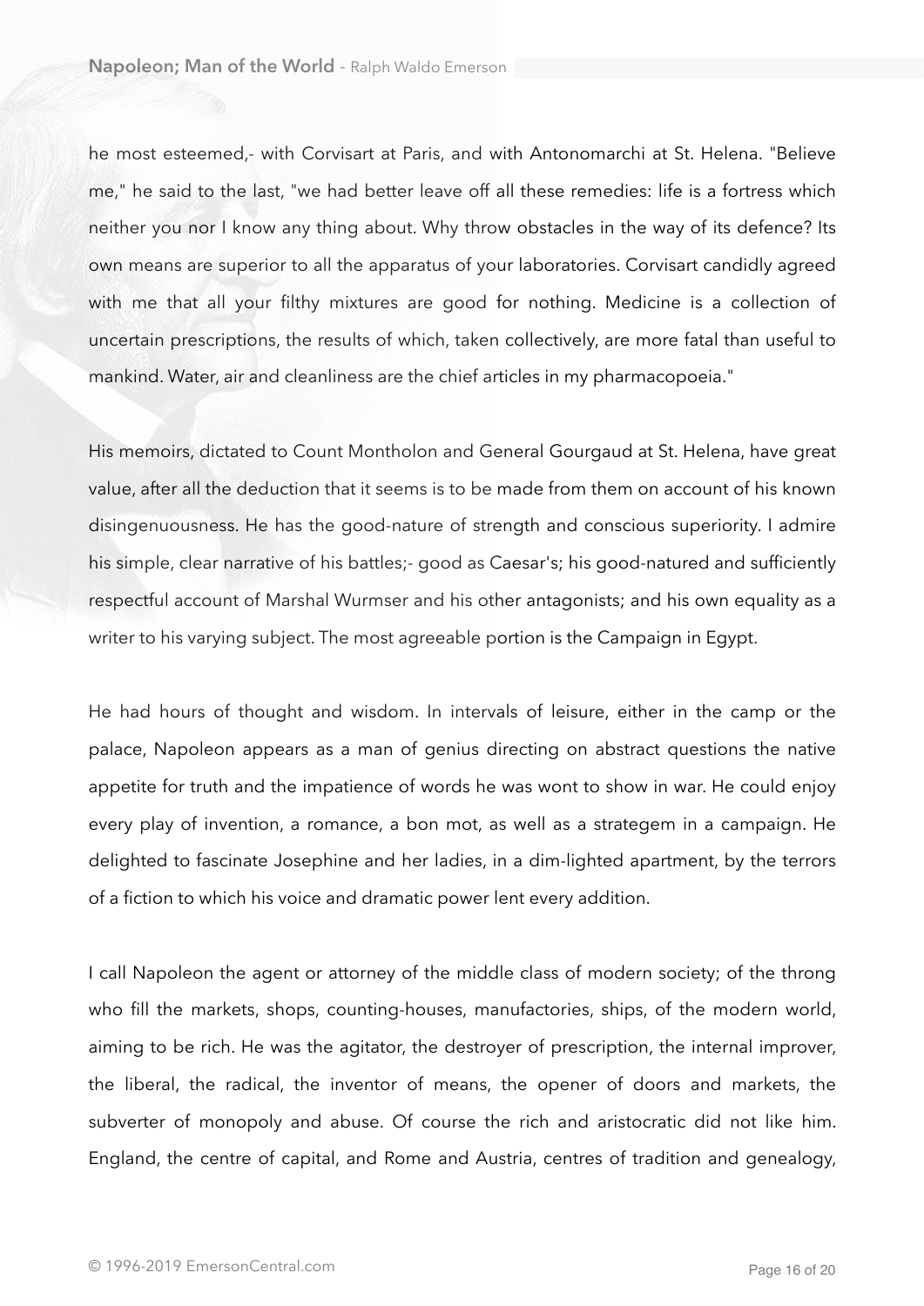he most esteemed,- with Corvisart at Paris, and with Antonomarchi at St. Helena. "Believe me," he said to the last, "we had better leave off all these remedies: life is a fortress which neither you nor I know any thing about. Why throw obstacles in the way of its defence? Its own means are superior to all the apparatus of your laboratories. Corvisart candidly agreed with me that all your filthy mixtures are good for nothing. Medicine is a collection of uncertain prescriptions, the results of which, taken collectively, are more fatal than useful to mankind. Water, air and cleanliness are the chief articles in my pharmacopoeia."

His memoirs, dictated to Count Montholon and General Gourgaud at St. Helena, have great value, after all the deduction that it seems is to be made from them on account of his known disingenuousness. He has the good-nature of strength and conscious superiority. I admire his simple, clear narrative of his battles;- good as Caesar's; his good-natured and sufficiently respectful account of Marshal Wurmser and his other antagonists; and his own equality as a writer to his varying subject. The most agreeable portion is the Campaign in Egypt.

He had hours of thought and wisdom. In intervals of leisure, either in the camp or the palace, Napoleon appears as a man of genius directing on abstract questions the native appetite for truth and the impatience of words he was wont to show in war. He could enjoy every play of invention, a romance, a bon mot, as well as a strategem in a campaign. He delighted to fascinate Josephine and her ladies, in a dim-lighted apartment, by the terrors of a fiction to which his voice and dramatic power lent every addition.

I call Napoleon the agent or attorney of the middle class of modern society; of the throng who fill the markets, shops, counting-houses, manufactories, ships, of the modern world, aiming to be rich. He was the agitator, the destroyer of prescription, the internal improver, the liberal, the radical, the inventor of means, the opener of doors and markets, the subverter of monopoly and abuse. Of course the rich and aristocratic did not like him. England, the centre of capital, and Rome and Austria, centres of tradition and genealogy,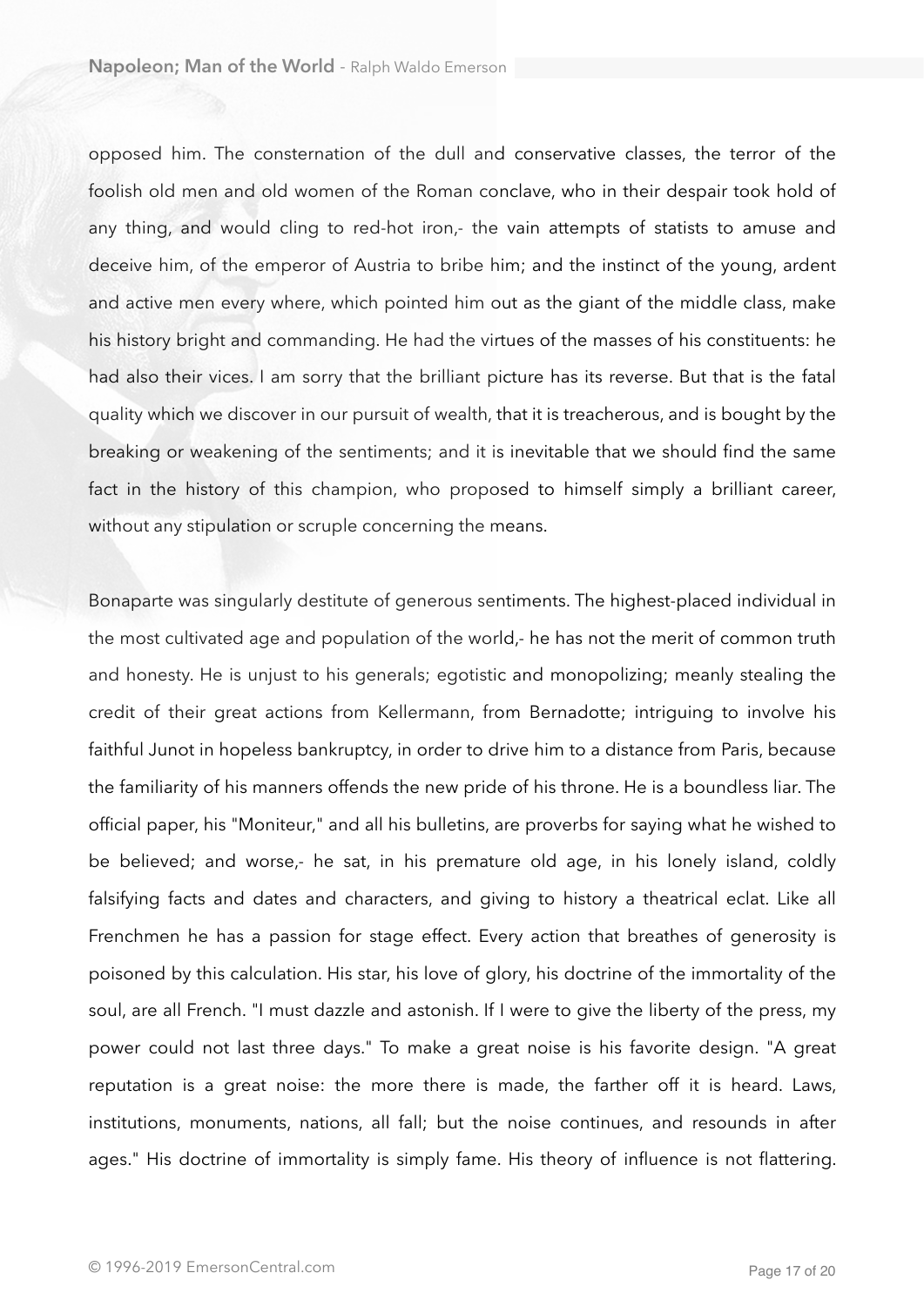opposed him. The consternation of the dull and conservative classes, the terror of the foolish old men and old women of the Roman conclave, who in their despair took hold of any thing, and would cling to red-hot iron,- the vain attempts of statists to amuse and deceive him, of the emperor of Austria to bribe him; and the instinct of the young, ardent and active men every where, which pointed him out as the giant of the middle class, make his history bright and commanding. He had the virtues of the masses of his constituents: he had also their vices. I am sorry that the brilliant picture has its reverse. But that is the fatal quality which we discover in our pursuit of wealth, that it is treacherous, and is bought by the breaking or weakening of the sentiments; and it is inevitable that we should find the same fact in the history of this champion, who proposed to himself simply a brilliant career, without any stipulation or scruple concerning the means.

Bonaparte was singularly destitute of generous sentiments. The highest-placed individual in the most cultivated age and population of the world,- he has not the merit of common truth and honesty. He is unjust to his generals; egotistic and monopolizing; meanly stealing the credit of their great actions from Kellermann, from Bernadotte; intriguing to involve his faithful Junot in hopeless bankruptcy, in order to drive him to a distance from Paris, because the familiarity of his manners offends the new pride of his throne. He is a boundless liar. The official paper, his "Moniteur," and all his bulletins, are proverbs for saying what he wished to be believed; and worse,- he sat, in his premature old age, in his lonely island, coldly falsifying facts and dates and characters, and giving to history a theatrical eclat. Like all Frenchmen he has a passion for stage effect. Every action that breathes of generosity is poisoned by this calculation. His star, his love of glory, his doctrine of the immortality of the soul, are all French. "I must dazzle and astonish. If I were to give the liberty of the press, my power could not last three days." To make a great noise is his favorite design. "A great reputation is a great noise: the more there is made, the farther off it is heard. Laws, institutions, monuments, nations, all fall; but the noise continues, and resounds in after ages." His doctrine of immortality is simply fame. His theory of influence is not flattering.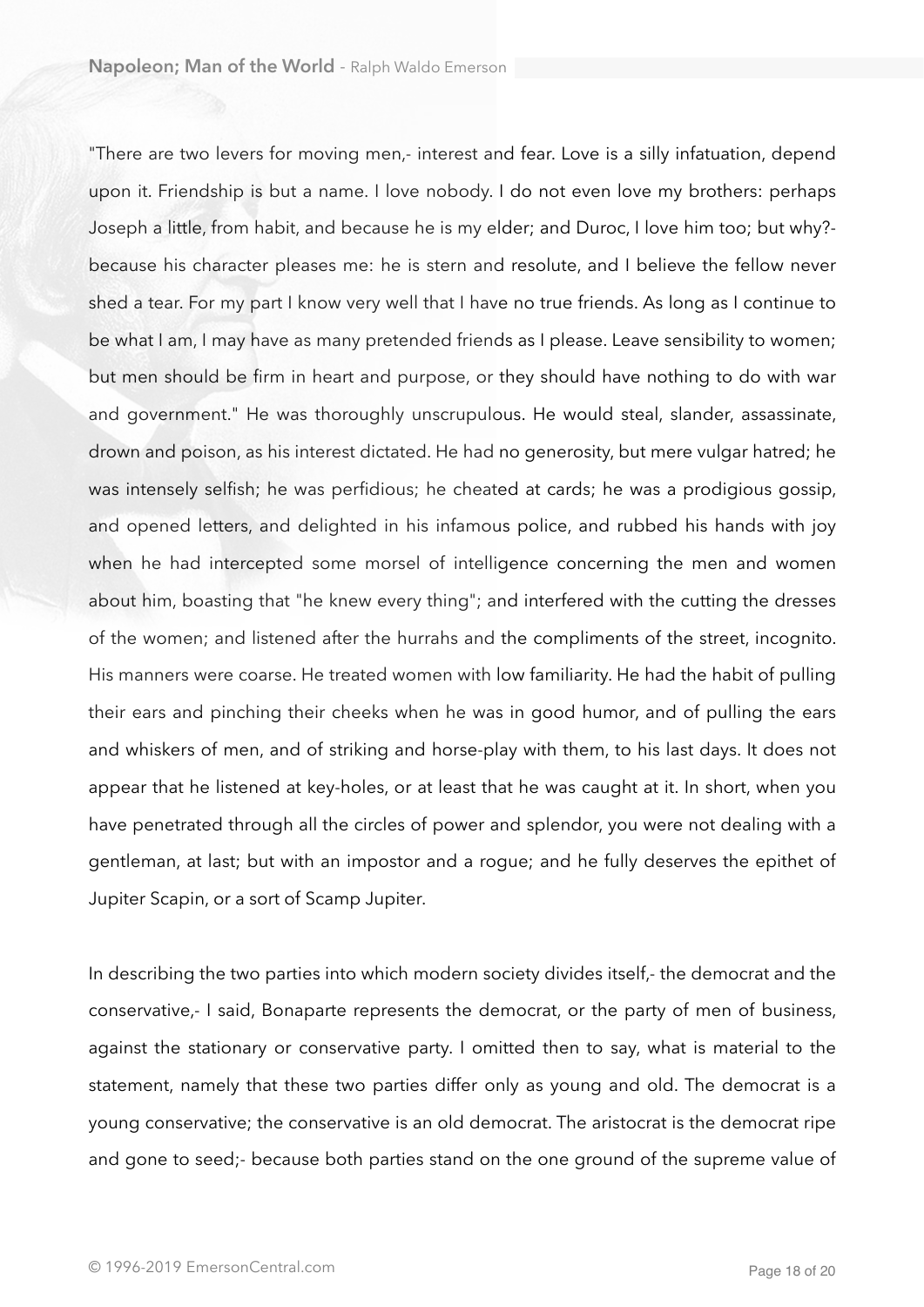"There are two levers for moving men,- interest and fear. Love is a silly infatuation, depend upon it. Friendship is but a name. I love nobody. I do not even love my brothers: perhaps Joseph a little, from habit, and because he is my elder; and Duroc, I love him too; but why?- because his character pleases me: he is stern and resolute, and I believe the fellow never shed a tear. For my part I know very well that I have no true friends. As long as I continue to be what I am, I may have as many pretended friends as I please. Leave sensibility to women; but men should be firm in heart and purpose, or they should have nothing to do with war and government." He was thoroughly unscrupulous. He would steal, slander, assassinate, drown and poison, as his interest dictated. He had no generosity, but mere vulgar hatred; he was intensely selfish; he was perfidious; he cheated at cards; he was a prodigious gossip, and opened letters, and delighted in his infamous police, and rubbed his hands with joy when he had intercepted some morsel of intelligence concerning the men and women about him, boasting that "he knew every thing"; and interfered with the cutting the dresses of the women; and listened after the hurrahs and the compliments of the street, incognito. His manners were coarse. He treated women with low familiarity. He had the habit of pulling their ears and pinching their cheeks when he was in good humor, and of pulling the ears and whiskers of men, and of striking and horse-play with them, to his last days. It does not appear that he listened at key-holes, or at least that he was caught at it. In short, when you have penetrated through all the circles of power and splendor, you were not dealing with a gentleman, at last; but with an impostor and a rogue; and he fully deserves the epithet of Jupiter Scapin, or a sort of Scamp Jupiter.

In describing the two parties into which modern society divides itself,- the democrat and the conservative,- I said, Bonaparte represents the democrat, or the party of men of business, against the stationary or conservative party. I omitted then to say, what is material to the statement, namely that these two parties differ only as young and old. The democrat is a young conservative; the conservative is an old democrat. The aristocrat is the democrat ripe and gone to seed;- because both parties stand on the one ground of the supreme value of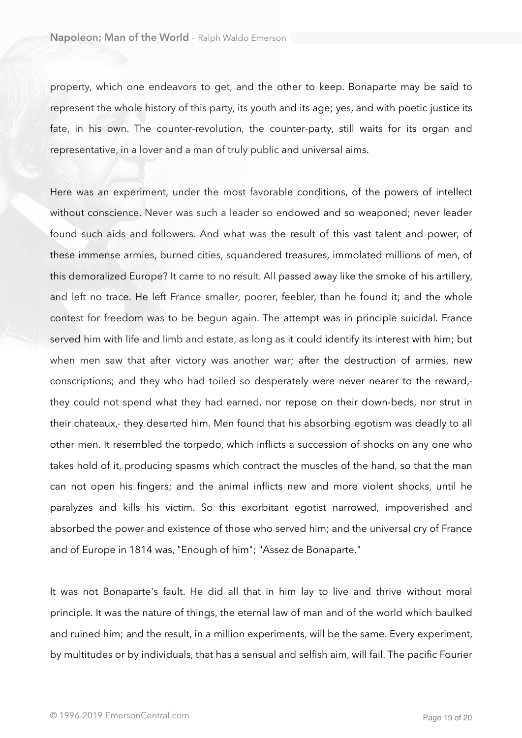property, which one endeavors to get, and the other to keep. Bonaparte may be said to represent the whole history of this party, its youth and its age; yes, and with poetic justice its fate, in his own. The counter-revolution, the counter-party, still waits for its organ and representative, in a lover and a man of truly public and universal aims.

Here was an experiment, under the most favorable conditions, of the powers of intellect without conscience. Never was such a leader so endowed and so weaponed; never leader found such aids and followers. And what was the result of this vast talent and power, of these immense armies, burned cities, squandered treasures, immolated millions of men, of this demoralized Europe? It came to no result. All passed away like the smoke of his artillery, and left no trace. He left France smaller, poorer, feebler, than he found it; and the whole contest for freedom was to be begun again. The attempt was in principle suicidal. France served him with life and limb and estate, as long as it could identify its interest with him; but when men saw that after victory was another war; after the destruction of armies, new conscriptions; and they who had toiled so desperately were never nearer to the reward,- they could not spend what they had earned, nor repose on their down-beds, nor strut in their chateaux,- they deserted him. Men found that his absorbing egotism was deadly to all other men. It resembled the torpedo, which inflicts a succession of shocks on any one who takes hold of it, producing spasms which contract the muscles of the hand, so that the man can not open his fingers; and the animal inflicts new and more violent shocks, until he paralyzes and kills his victim. So this exorbitant egotist narrowed, impoverished and absorbed the power and existence of those who served him; and the universal cry of France and of Europe in 1814 was, "Enough of him"; "Assez de Bonaparte."

It was not Bonaparte's fault. He did all that in him lay to live and thrive without moral principle. It was the nature of things, the eternal law of man and of the world which baulked and ruined him; and the result, in a million experiments, will be the same. Every experiment, by multitudes or by individuals, that has a sensual and selfish aim, will fail. The pacific Fourier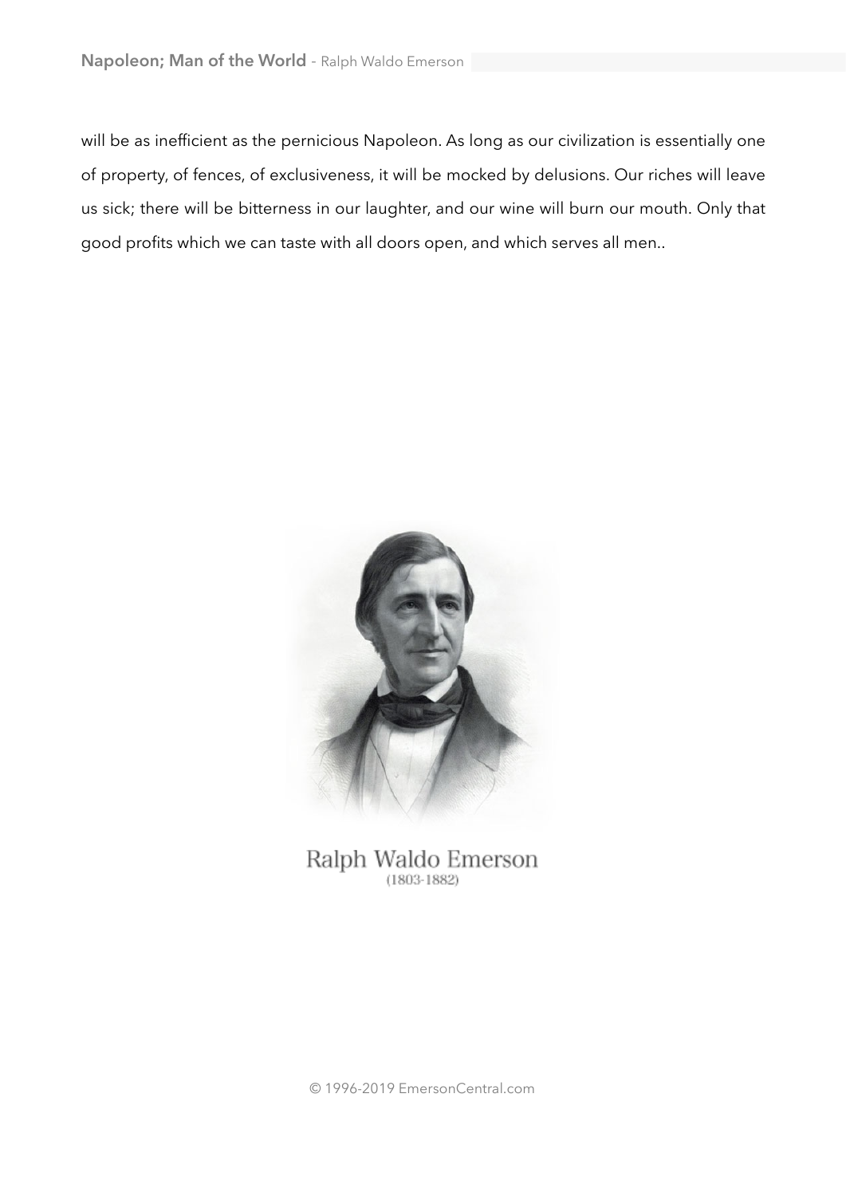will be as inefficient as the pernicious Napoleon. As long as our civilization is essentially one of property, of fences, of exclusiveness, it will be mocked by delusions. Our riches will leave us sick; there will be bitterness in our laughter, and our wine will burn our mouth. Only that good profits which we can taste with all doors open, and which serves all men..

Ralph Waldo Emerson
(1803-1882)

© 1996-2019 EmersonCentral.com